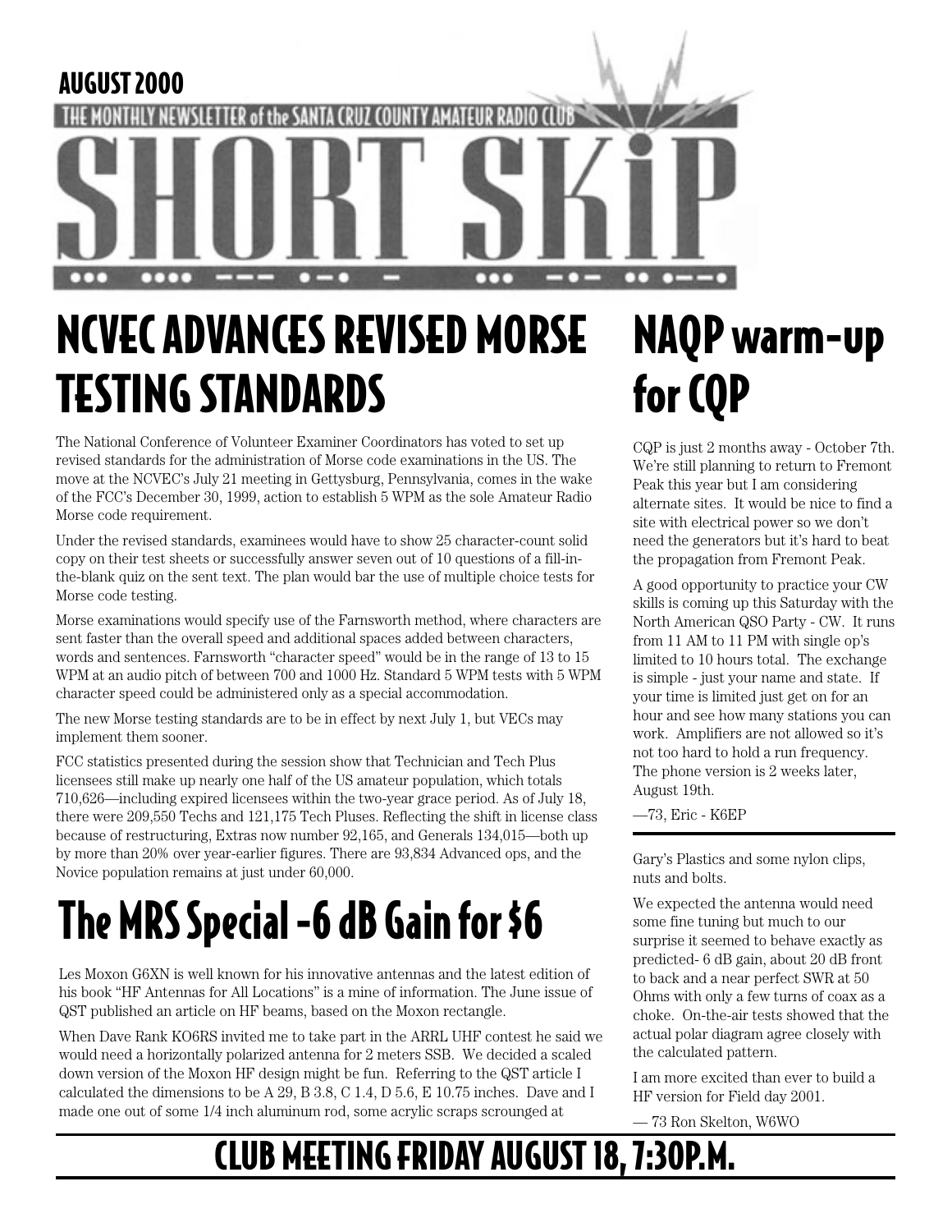AUGUST 2000

THE MONTHLY NEWSLETTER of the SANTA CRUZ COUNTY AMATEUR RADIO CLUB

# SHORT SKiP

## NCVEC ADVANCES REVISED MORSE TESTING STANDARDS

The National Conference of Volunteer Examiner Coordinators has voted to set up revised standards for the administration of Morse code examinations in the US. The move at the NCVEC's July 21 meeting in Gettysburg, Pennsylvania, comes in the wake of the FCC's December 30, 1999, action to establish 5 WPM as the sole Amateur Radio Morse code requirement.

Under the revised standards, examinees would have to show 25 character-count solid copy on their test sheets or successfully answer seven out of 10 questions of a fill-in-the-blank quiz on the sent text. The plan would bar the use of multiple choice tests for Morse code testing.

Morse examinations would specify use of the Farnsworth method, where characters are sent faster than the overall speed and additional spaces added between characters, words and sentences. Farnsworth "character speed" would be in the range of 13 to 15 WPM at an audio pitch of between 700 and 1000 Hz. Standard 5 WPM tests with 5 WPM character speed could be administered only as a special accommodation.

The new Morse testing standards are to be in effect by next July 1, but VECs may implement them sooner.

FCC statistics presented during the session show that Technician and Tech Plus licensees still make up nearly one half of the US amateur population, which totals 710,626—including expired licensees within the two-year grace period. As of July 18, there were 209,550 Techs and 121,175 Tech Pluses. Reflecting the shift in license class because of restructuring, Extras now number 92,165, and Generals 134,015—both up by more than 20% over year-earlier figures. There are 93,834 Advanced ops, and the Novice population remains at just under 60,000.

## The MRS Special -6 dB Gain for $6

Les Moxon G6XN is well known for his innovative antennas and the latest edition of his book "HF Antennas for All Locations" is a mine of information. The June issue of QST published an article on HF beams, based on the Moxon rectangle.

When Dave Rank KO6RS invited me to take part in the ARRL UHF contest he said we would need a horizontally polarized antenna for 2 meters SSB. We decided a scaled down version of the Moxon HF design might be fun. Referring to the QST article I calculated the dimensions to be A 29, B 3.8, C 1.4, D 5.6, E 10.75 inches. Dave and I made one out of some 1/4 inch aluminum rod, some acrylic scraps scrounged at Gary's Plastics and some nylon clips, nuts and bolts.

We expected the antenna would need some fine tuning but much to our surprise it seemed to behave exactly as predicted- 6 dB gain, about 20 dB front to back and a near perfect SWR at 50 Ohms with only a few turns of coax as a choke. On-the-air tests showed that the actual polar diagram agree closely with the calculated pattern.

I am more excited than ever to build a HF version for Field day 2001.

— 73 Ron Skelton, W6WO

## NAQP warm-up for CQP

CQP is just 2 months away - October 7th. We're still planning to return to Fremont Peak this year but I am considering alternate sites. It would be nice to find a site with electrical power so we don't need the generators but it's hard to beat the propagation from Fremont Peak.

A good opportunity to practice your CW skills is coming up this Saturday with the North American QSO Party - CW. It runs from 11 AM to 11 PM with single op's limited to 10 hours total. The exchange is simple - just your name and state. If your time is limited just get on for an hour and see how many stations you can work. Amplifiers are not allowed so it's not too hard to hold a run frequency. The phone version is 2 weeks later, August 19th.

—73, Eric - K6EP

## CLUB MEETING FRIDAY AUGUST 18, 7:30P.M.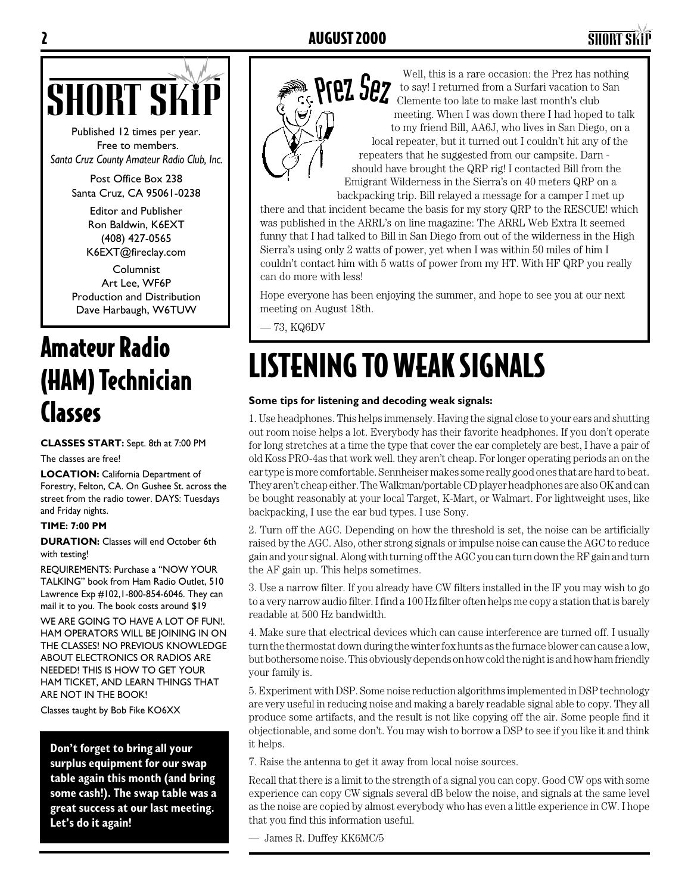# SHORT SKIP

Published 12 times per year.
Free to members.
*Santa Cruz County Amateur Radio Club, Inc.*

Post Office Box 238
Santa Cruz, CA 95061-0238

Editor and Publisher
Ron Baldwin, K6EXT
(408) 427-0565
K6EXT@fireclay.com

Columnist
Art Lee, WF6P
Production and Distribution
Dave Harbaugh, W6TUW

# Amateur Radio (HAM) Technician Classes

**CLASSES START:** Sept. 8th at 7:00 PM

The classes are free!

**LOCATION:** California Department of Forestry, Felton, CA. On Gushee St. across the street from the radio tower. DAYS: Tuesdays and Friday nights.

**TIME: 7:00 PM**

**DURATION:** Classes will end October 6th with testing!

REQUIREMENTS: Purchase a "NOW YOUR TALKING" book from Ham Radio Outlet, 510 Lawrence Exp #102,1-800-854-6046. They can mail it to you. The book costs around $19

WE ARE GOING TO HAVE A LOT OF FUN!. HAM OPERATORS WILL BE JOINING IN ON THE CLASSES! NO PREVIOUS KNOWLEDGE ABOUT ELECTRONICS OR RADIOS ARE NEEDED! THIS IS HOW TO GET YOUR HAM TICKET, AND LEARN THINGS THAT ARE NOT IN THE BOOK!

Classes taught by Bob Fike KO6XX

**Don't forget to bring all your surplus equipment for our swap table again this month (and bring some cash!). The swap table was a great success at our last meeting. Let's do it again!**

## Prez Sez

Well, this is a rare occasion: the Prez has nothing to say! I returned from a Surfari vacation to San Clemente too late to make last month's club meeting. When I was down there I had hoped to talk to my friend Bill, AA6J, who lives in San Diego, on a local repeater, but it turned out I couldn't hit any of the repeaters that he suggested from our campsite. Darn - should have brought the QRP rig! I contacted Bill from the Emigrant Wilderness in the Sierra's on 40 meters QRP on a backpacking trip. Bill relayed a message for a camper I met up there and that incident became the basis for my story QRP to the RESCUE! which was published in the ARRL's on line magazine: The ARRL Web Extra It seemed funny that I had talked to Bill in San Diego from out of the wilderness in the High Sierra's using only 2 watts of power, yet when I was within 50 miles of him I couldn't contact him with 5 watts of power from my HT. With HF QRP you really can do more with less!

Hope everyone has been enjoying the summer, and hope to see you at our next meeting on August 18th.

— 73, KQ6DV

# LISTENING TO WEAK SIGNALS

**Some tips for listening and decoding weak signals:**

1. Use headphones. This helps immensely. Having the signal close to your ears and shutting out room noise helps a lot. Everybody has their favorite headphones. If you don't operate for long stretches at a time the type that cover the ear completely are best, I have a pair of old Koss PRO-4as that work well. they aren't cheap. For longer operating periods an on the ear type is more comfortable. Sennheiser makes some really good ones that are hard to beat. They aren't cheap either. The Walkman/portable CD player headphones are also OK and can be bought reasonably at your local Target, K-Mart, or Walmart. For lightweight uses, like backpacking, I use the ear bud types. I use Sony.

2. Turn off the AGC. Depending on how the threshold is set, the noise can be artificially raised by the AGC. Also, other strong signals or impulse noise can cause the AGC to reduce gain and your signal. Along with turning off the AGC you can turn down the RF gain and turn the AF gain up. This helps sometimes.

3. Use a narrow filter. If you already have CW filters installed in the IF you may wish to go to a very narrow audio filter. I find a 100 Hz filter often helps me copy a station that is barely readable at 500 Hz bandwidth.

4. Make sure that electrical devices which can cause interference are turned off. I usually turn the thermostat down during the winter fox hunts as the furnace blower can cause a low, but bothersome noise. This obviously depends on how cold the night is and how ham friendly your family is.

5. Experiment with DSP. Some noise reduction algorithms implemented in DSP technology are very useful in reducing noise and making a barely readable signal able to copy. They all produce some artifacts, and the result is not like copying off the air. Some people find it objectionable, and some don't. You may wish to borrow a DSP to see if you like it and think it helps.

7. Raise the antenna to get it away from local noise sources.

Recall that there is a limit to the strength of a signal you can copy. Good CW ops with some experience can copy CW signals several dB below the noise, and signals at the same level as the noise are copied by almost everybody who has even a little experience in CW. I hope that you find this information useful.

— James R. Duffey KK6MC/5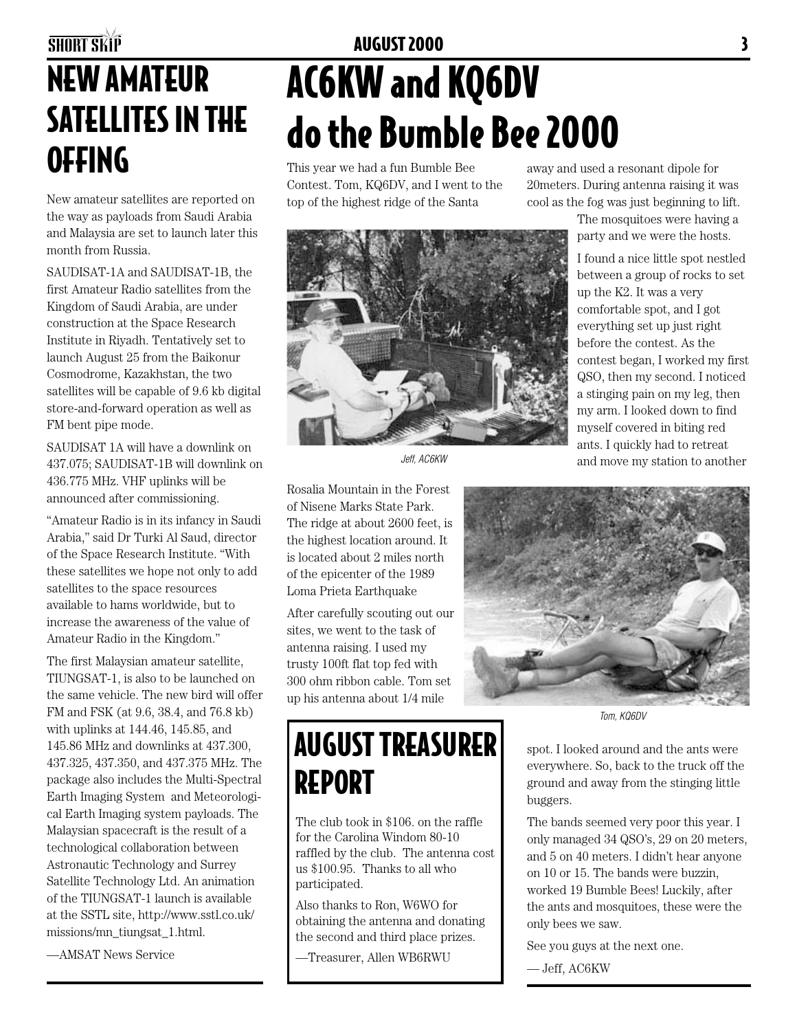# NEW AMATEUR SATELLITES IN THE OFFING

New amateur satellites are reported on the way as payloads from Saudi Arabia and Malaysia are set to launch later this month from Russia.

SAUDISAT-1A and SAUDISAT-1B, the first Amateur Radio satellites from the Kingdom of Saudi Arabia, are under construction at the Space Research Institute in Riyadh. Tentatively set to launch August 25 from the Baikonur Cosmodrome, Kazakhstan, the two satellites will be capable of 9.6 kb digital store-and-forward operation as well as FM bent pipe mode.

SAUDISAT 1A will have a downlink on 437.075; SAUDISAT-1B will downlink on 436.775 MHz. VHF uplinks will be announced after commissioning.

"Amateur Radio is in its infancy in Saudi Arabia," said Dr Turki Al Saud, director of the Space Research Institute. "With these satellites we hope not only to add satellites to the space resources available to hams worldwide, but to increase the awareness of the value of Amateur Radio in the Kingdom."

The first Malaysian amateur satellite, TIUNGSAT-1, is also to be launched on the same vehicle. The new bird will offer FM and FSK (at 9.6, 38.4, and 76.8 kb) with uplinks at 144.46, 145.85, and 145.86 MHz and downlinks at 437.300, 437.325, 437.350, and 437.375 MHz. The package also includes the Multi-Spectral Earth Imaging System and Meteorological Earth Imaging system payloads. The Malaysian spacecraft is the result of a technological collaboration between Astronautic Technology and Surrey Satellite Technology Ltd. An animation of the TIUNGSAT-1 launch is available at the SSTL site, http://www.sstl.co.uk/missions/mn_tiungsat_1.html.

—AMSAT News Service

# AC6KW and KQ6DV do the Bumble Bee 2000

This year we had a fun Bumble Bee Contest. Tom, KQ6DV, and I went to the top of the highest ridge of the Santa Rosalia Mountain in the Forest of Nisene Marks State Park. The ridge at about 2600 feet, is the highest location around. It is located about 2 miles north of the epicenter of the 1989 Loma Prieta Earthquake

*Jeff, AC6KW*

After carefully scouting out our sites, we went to the task of antenna raising. I used my trusty 100ft flat top fed with 300 ohm ribbon cable. Tom set up his antenna about 1/4 mile away and used a resonant dipole for 20meters. During antenna raising it was cool as the fog was just beginning to lift. The mosquitoes were having a party and we were the hosts.

I found a nice little spot nestled between a group of rocks to set up the K2. It was a very comfortable spot, and I got everything set up just right before the contest. As the contest began, I worked my first QSO, then my second. I noticed a stinging pain on my leg, then my arm. I looked down to find myself covered in biting red ants. I quickly had to retreat and move my station to another spot. I looked around and the ants were everywhere. So, back to the truck off the ground and away from the stinging little buggers.

*Tom, KQ6DV*

The bands seemed very poor this year. I only managed 34 QSO's, 29 on 20 meters, and 5 on 40 meters. I didn't hear anyone on 10 or 15. The bands were buzzin, worked 19 Bumble Bees! Luckily, after the ants and mosquitoes, these were the only bees we saw.

See you guys at the next one.

— Jeff, AC6KW

## AUGUST TREASURER REPORT

The club took in $106. on the raffle for the Carolina Windom 80-10 raffled by the club. The antenna cost us $100.95. Thanks to all who participated.

Also thanks to Ron, W6WO for obtaining the antenna and donating the second and third place prizes.

—Treasurer, Allen WB6RWU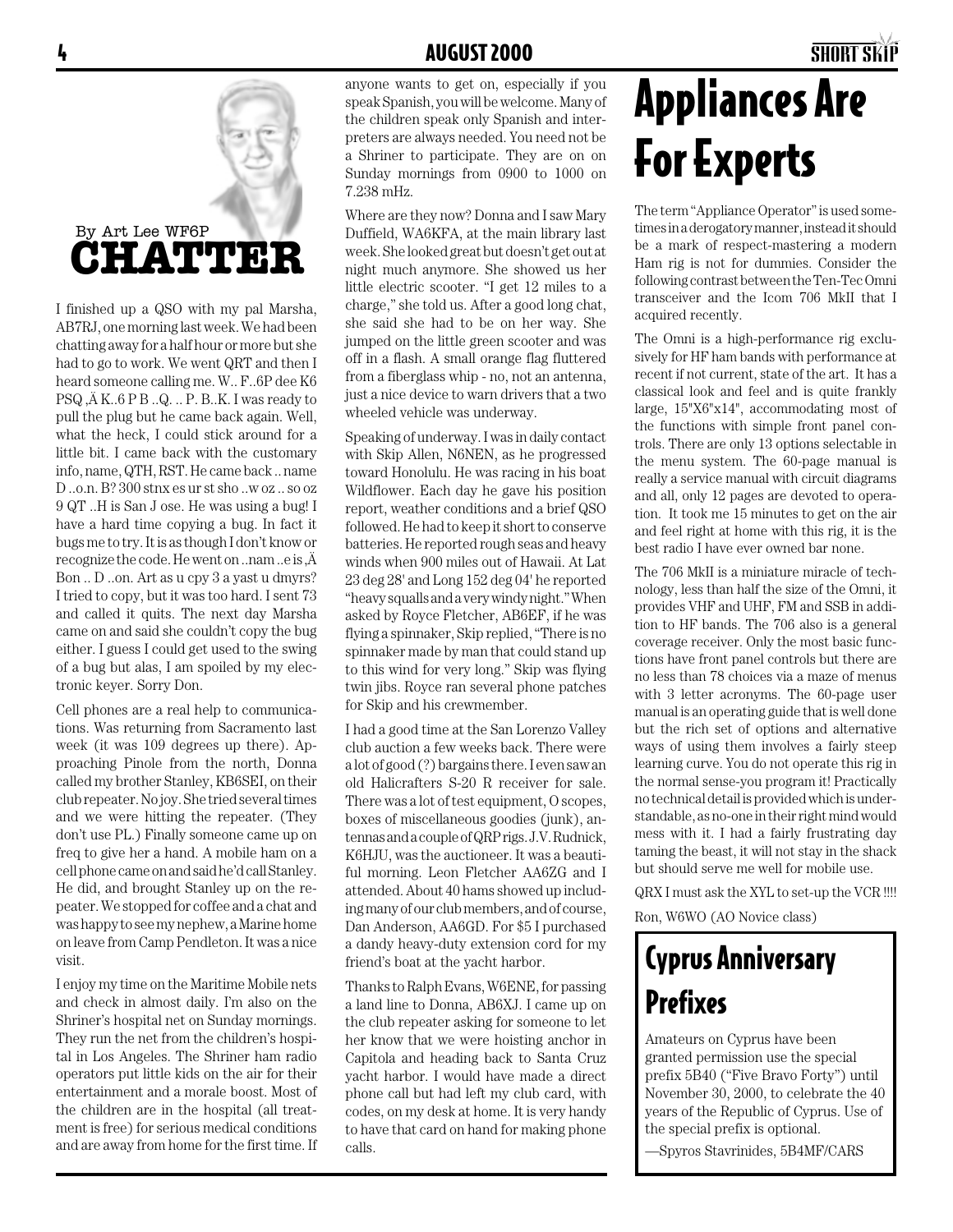# CHATTER

By Art Lee WF6P

I finished up a QSO with my pal Marsha, AB7RJ, one morning last week. We had been chatting away for a half hour or more but she had to go to work. We went QRT and then I heard someone calling me. W.. F..6P dee K6 PSQ ,Ä K..6 P B ..Q. .. P. B..K. I was ready to pull the plug but he came back again. Well, what the heck, I could stick around for a little bit. I came back with the customary info, name, QTH, RST. He came back .. name D ..o.n. B? 300 stnx es ur st sho ..w oz .. so oz 9 QT ..H is San J ose. He was using a bug! I have a hard time copying a bug. In fact it bugs me to try. It is as though I don't know or recognize the code. He went on ..nam ..e is ,Ä Bon .. D ..on. Art as u cpy 3 a yast u dmyrs? I tried to copy, but it was too hard. I sent 73 and called it quits. The next day Marsha came on and said she couldn't copy the bug either. I guess I could get used to the swing of a bug but alas, I am spoiled by my electronic keyer. Sorry Don.

Cell phones are a real help to communications. Was returning from Sacramento last week (it was 109 degrees up there). Approaching Pinole from the north, Donna called my brother Stanley, KB6SEI, on their club repeater. No joy. She tried several times and we were hitting the repeater. (They don't use PL.) Finally someone came up on freq to give her a hand. A mobile ham on a cell phone came on and said he'd call Stanley. He did, and brought Stanley up on the repeater. We stopped for coffee and a chat and was happy to see my nephew, a Marine home on leave from Camp Pendleton. It was a nice visit.

I enjoy my time on the Maritime Mobile nets and check in almost daily. I'm also on the Shriner's hospital net on Sunday mornings. They run the net from the children's hospital in Los Angeles. The Shriner ham radio operators put little kids on the air for their entertainment and a morale boost. Most of the children are in the hospital (all treatment is free) for serious medical conditions and are away from home for the first time. If anyone wants to get on, especially if you speak Spanish, you will be welcome. Many of the children speak only Spanish and interpreters are always needed. You need not be a Shriner to participate. They are on on Sunday mornings from 0900 to 1000 on 7.238 mHz.

Where are they now? Donna and I saw Mary Duffield, WA6KFA, at the main library last week. She looked great but doesn't get out at night much anymore. She showed us her little electric scooter. "I get 12 miles to a charge," she told us. After a good long chat, she said she had to be on her way. She jumped on the little green scooter and was off in a flash. A small orange flag fluttered from a fiberglass whip - no, not an antenna, just a nice device to warn drivers that a two wheeled vehicle was underway.

Speaking of underway. I was in daily contact with Skip Allen, N6NEN, as he progressed toward Honolulu. He was racing in his boat Wildflower. Each day he gave his position report, weather conditions and a brief QSO followed. He had to keep it short to conserve batteries. He reported rough seas and heavy winds when 900 miles out of Hawaii. At Lat 23 deg 28' and Long 152 deg 04' he reported "heavy squalls and a very windy night." When asked by Royce Fletcher, AB6EF, if he was flying a spinnaker, Skip replied, "There is no spinnaker made by man that could stand up to this wind for very long." Skip was flying twin jibs. Royce ran several phone patches for Skip and his crewmember.

I had a good time at the San Lorenzo Valley club auction a few weeks back. There were a lot of good (?) bargains there. I even saw an old Halicrafters S-20 R receiver for sale. There was a lot of test equipment, O scopes, boxes of miscellaneous goodies (junk), antennas and a couple of QRP rigs. J.V. Rudnick, K6HJU, was the auctioneer. It was a beautiful morning. Leon Fletcher AA6ZG and I attended. About 40 hams showed up including many of our club members, and of course, Dan Anderson, AA6GD. For $5 I purchased a dandy heavy-duty extension cord for my friend's boat at the yacht harbor.

Thanks to Ralph Evans, W6ENE, for passing a land line to Donna, AB6XJ. I came up on the club repeater asking for someone to let her know that we were hoisting anchor in Capitola and heading back to Santa Cruz yacht harbor. I would have made a direct phone call but had left my club card, with codes, on my desk at home. It is very handy to have that card on hand for making phone calls.

# Appliances Are For Experts

The term "Appliance Operator" is used sometimes in a derogatory manner, instead it should be a mark of respect-mastering a modern Ham rig is not for dummies. Consider the following contrast between the Ten-Tec Omni transceiver and the Icom 706 MkII that I acquired recently.

The Omni is a high-performance rig exclusively for HF ham bands with performance at recent if not current, state of the art. It has a classical look and feel and is quite frankly large, 15"X6"x14", accommodating most of the functions with simple front panel controls. There are only 13 options selectable in the menu system. The 60-page manual is really a service manual with circuit diagrams and all, only 12 pages are devoted to operation. It took me 15 minutes to get on the air and feel right at home with this rig, it is the best radio I have ever owned bar none.

The 706 MkII is a miniature miracle of technology, less than half the size of the Omni, it provides VHF and UHF, FM and SSB in addition to HF bands. The 706 also is a general coverage receiver. Only the most basic functions have front panel controls but there are no less than 78 choices via a maze of menus with 3 letter acronyms. The 60-page user manual is an operating guide that is well done but the rich set of options and alternative ways of using them involves a fairly steep learning curve. You do not operate this rig in the normal sense-you program it! Practically no technical detail is provided which is understandable, as no-one in their right mind would mess with it. I had a fairly frustrating day taming the beast, it will not stay in the shack but should serve me well for mobile use.

QRX I must ask the XYL to set-up the VCR !!!!

Ron, W6WO (AO Novice class)

## Cyprus Anniversary Prefixes

Amateurs on Cyprus have been granted permission use the special prefix 5B40 ("Five Bravo Forty") until November 30, 2000, to celebrate the 40 years of the Republic of Cyprus. Use of the special prefix is optional.

—Spyros Stavrinides, 5B4MF/CARS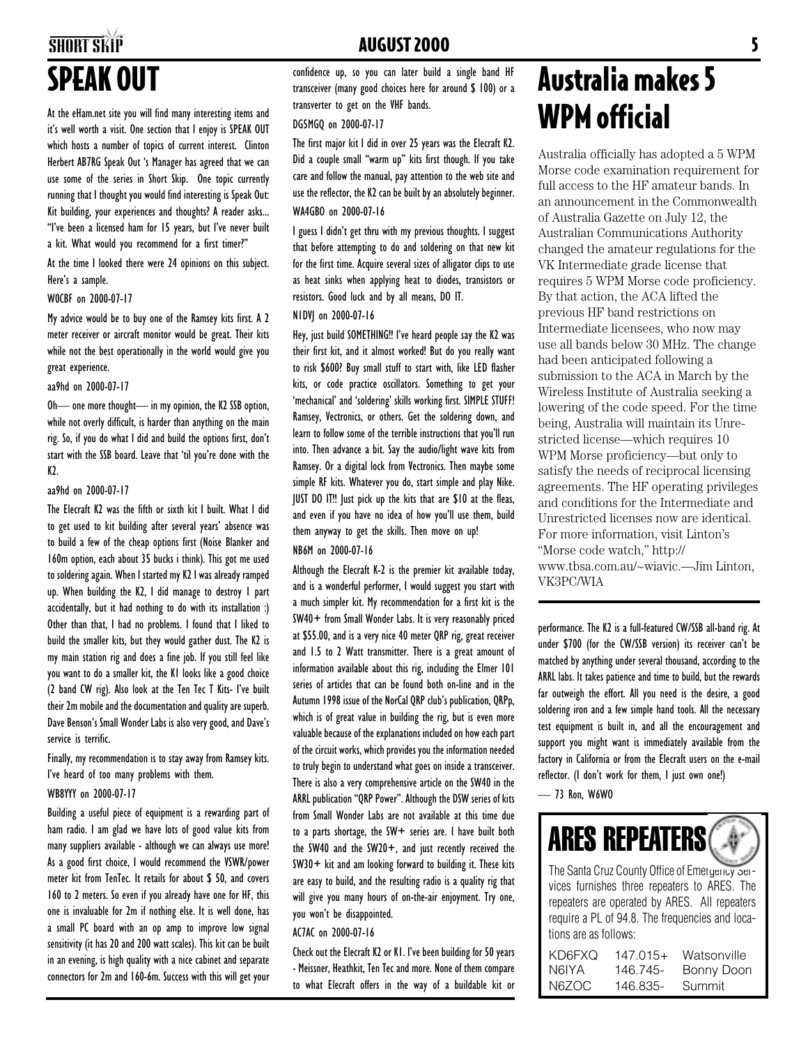# SPEAK OUT

At the eHam.net site you will find many interesting items and it's well worth a visit. One section that I enjoy is SPEAK OUT which hosts a number of topics of current interest. Clinton Herbert AB7RG Speak Out 's Manager has agreed that we can use some of the series in Short Skip. One topic currently running that I thought you would find interesting is Speak Out: Kit building, your experiences and thoughts? A reader asks... "I've been a licensed ham for 15 years, but I've never built a kit. What would you recommend for a first timer?"

At the time I looked there were 24 opinions on this subject. Here's a sample.

W0CBF on 2000-07-17

My advice would be to buy one of the Ramsey kits first. A 2 meter receiver or aircraft monitor would be great. Their kits while not the best operationally in the world would give you great experience.

aa9hd on 2000-07-17

Oh— one more thought— in my opinion, the K2 SSB option, while not overly difficult, is harder than anything on the main rig. So, if you do what I did and build the options first, don't start with the SSB board. Leave that 'til you're done with the K2.

aa9hd on 2000-07-17

The Elecraft K2 was the fifth or sixth kit I built. What I did to get used to kit building after several years' absence was to build a few of the cheap options first (Noise Blanker and 160m option, each about 35 bucks i think). This got me used to soldering again. When I started my K2 I was already ramped up. When building the K2, I did manage to destroy 1 part accidentally, but it had nothing to do with its installation :) Other than that, I had no problems. I found that I liked to build the smaller kits, but they would gather dust. The K2 is my main station rig and does a fine job. If you still feel like you want to do a smaller kit, the K1 looks like a good choice (2 band CW rig). Also look at the Ten Tec T Kits- I've built their 2m mobile and the documentation and quality are superb. Dave Benson's Small Wonder Labs is also very good, and Dave's service is terrific.

Finally, my recommendation is to stay away from Ramsey kits. I've heard of too many problems with them.

WB8YYY on 2000-07-17

Building a useful piece of equipment is a rewarding part of ham radio. I am glad we have lots of good value kits from many suppliers available - although we can always use more! As a good first choice, I would recommend the VSWR/power meter kit from TenTec. It retails for about $ 50, and covers 160 to 2 meters. So even if you already have one for HF, this one is invaluable for 2m if nothing else. It is well done, has a small PC board with an op amp to improve low signal sensitivity (it has 20 and 200 watt scales). This kit can be built in an evening, is high quality with a nice cabinet and separate connectors for 2m and 160-6m. Success with this will get your confidence up, so you can later build a single band HF transceiver (many good choices here for around $ 100) or a transverter to get on the VHF bands.

DG5MGQ on 2000-07-17

The first major kit I did in over 25 years was the Elecraft K2. Did a couple small "warm up" kits first though. If you take care and follow the manual, pay attention to the web site and use the reflector, the K2 can be built by an absolutely beginner.

WA4GBO on 2000-07-16

I guess I didn't get thru with my previous thoughts. I suggest that before attempting to do and soldering on that new kit for the first time. Acquire several sizes of alligator clips to use as heat sinks when applying heat to diodes, transistors or resistors. Good luck and by all means, DO IT.

N1DVJ on 2000-07-16

Hey, just build SOMETHING!! I've heard people say the K2 was their first kit, and it almost worked! But do you really want to risk $600? Buy small stuff to start with, like LED flasher kits, or code practice oscillators. Something to get your 'mechanical' and 'soldering' skills working first. SIMPLE STUFF! Ramsey, Vectronics, or others. Get the soldering down, and learn to follow some of the terrible instructions that you'll run into. Then advance a bit. Say the audio/light wave kits from Ramsey. Or a digital lock from Vectronics. Then maybe some simple RF kits. Whatever you do, start simple and play Nike. JUST DO IT!! Just pick up the kits that are $10 at the fleas, and even if you have no idea of how you'll use them, build them anyway to get the skills. Then move on up!

NB6M on 2000-07-16

Although the Elecraft K-2 is the premier kit available today, and is a wonderful performer, I would suggest you start with a much simpler kit. My recommendation for a first kit is the SW40+ from Small Wonder Labs. It is very reasonably priced at $55.00, and is a very nice 40 meter QRP rig, great receiver and 1.5 to 2 Watt transmitter. There is a great amount of information available about this rig, including the Elmer 101 series of articles that can be found both on-line and in the Autumn 1998 issue of the NorCal QRP club's publication, QRPp, which is of great value in building the rig, but is even more valuable because of the explanations included on how each part of the circuit works, which provides you the information needed to truly begin to understand what goes on inside a transceiver. There is also a very comprehensive article on the SW40 in the ARRL publication "QRP Power". Although the DSW series of kits from Small Wonder Labs are not available at this time due to a parts shortage, the SW+ series are. I have built both the SW40 and the SW20+, and just recently received the SW30+ kit and am looking forward to building it. These kits are easy to build, and the resulting radio is a quality rig that will give you many hours of on-the-air enjoyment. Try one, you won't be disappointed.

AC7AC on 2000-07-16

Check out the Elecraft K2 or K1. I've been building for 50 years - Meissner, Heathkit, Ten Tec and more. None of them compare to what Elecraft offers in the way of a buildable kit or performance. The K2 is a full-featured CW/SSB all-band rig. At under $700 (for the CW/SSB version) its receiver can't be matched by anything under several thousand, according to the ARRL labs. It takes patience and time to build, but the rewards far outweigh the effort. All you need is the desire, a good soldering iron and a few simple hand tools. All the necessary test equipment is built in, and all the encouragement and support you might want is immediately available from the factory in California or from the Elecraft users on the e-mail reflector. (I don't work for them, I just own one!)

— 73 Ron, W6WO

# Australia makes 5 WPM official

Australia officially has adopted a 5 WPM Morse code examination requirement for full access to the HF amateur bands. In an announcement in the Commonwealth of Australia Gazette on July 12, the Australian Communications Authority changed the amateur regulations for the VK Intermediate grade license that requires 5 WPM Morse code proficiency. By that action, the ACA lifted the previous HF band restrictions on Intermediate licensees, who now may use all bands below 30 MHz. The change had been anticipated following a submission to the ACA in March by the Wireless Institute of Australia seeking a lowering of the code speed. For the time being, Australia will maintain its Unrestricted license—which requires 10 WPM Morse proficiency—but only to satisfy the needs of reciprocal licensing agreements. The HF operating privileges and conditions for the Intermediate and Unrestricted licenses now are identical. For more information, visit Linton's "Morse code watch," http://www.tbsa.com.au/~wiavic.—Jim Linton, VK3PC/WIA

# ARES REPEATERS

The Santa Cruz County Office of Emergency Services furnishes three repeaters to ARES. The repeaters are operated by ARES. All repeaters require a PL of 94.8. The frequencies and locations are as follows:

| | | |
|---|---|---|
| KD6FXQ | 147.015+ | Watsonville |
| N6IYA | 146.745- | Bonny Doon |
| N6ZOC | 146.835- | Summit |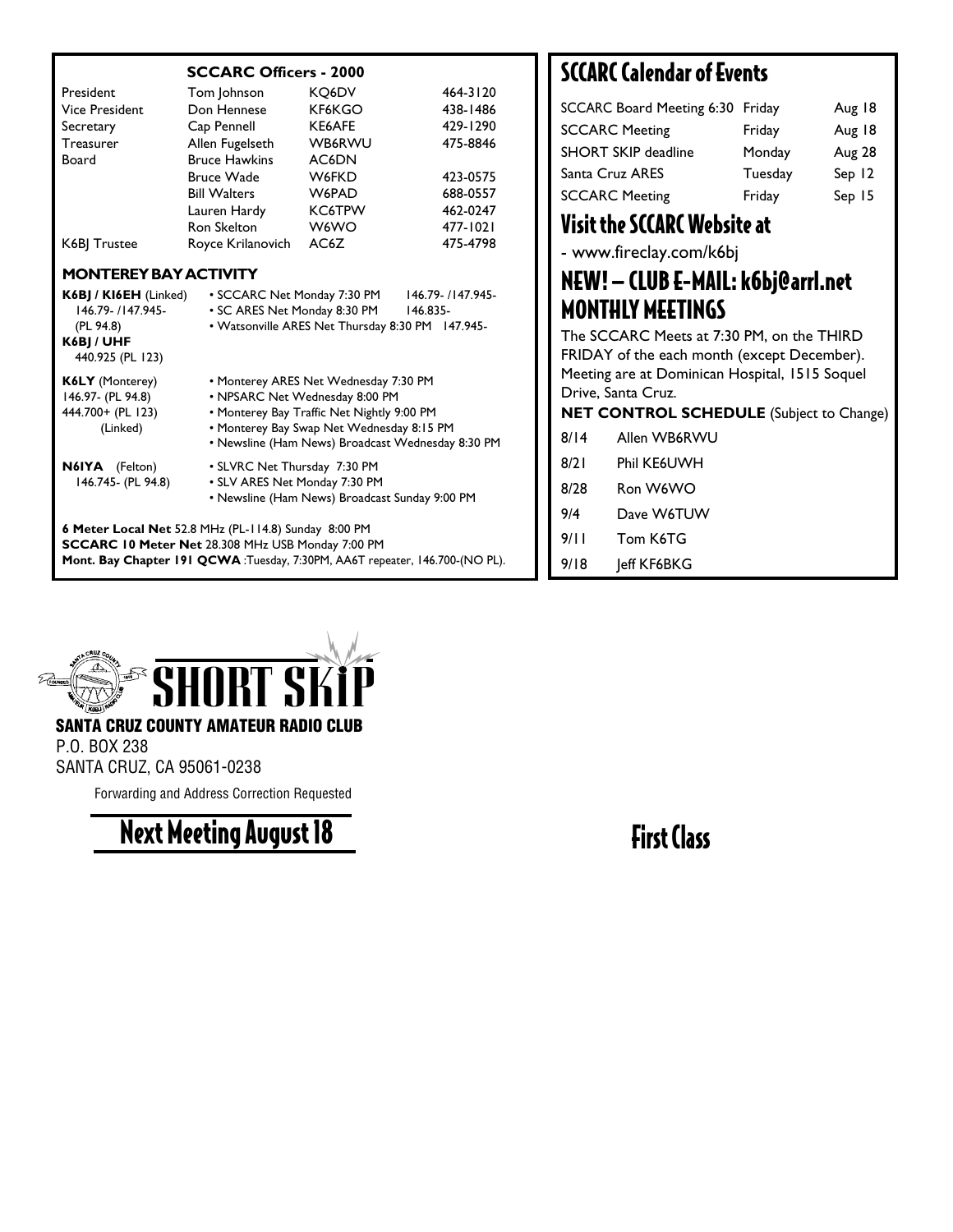## SCCARC Officers - 2000

| | | | |
|---|---|---|---|
| President | Tom Johnson | KQ6DV | 464-3120 |
| Vice President | Don Hennese | KF6KGO | 438-1486 |
| Secretary | Cap Pennell | KE6AFE | 429-1290 |
| Treasurer | Allen Fugelseth | WB6RWU | 475-8846 |
| Board | Bruce Hawkins | AC6DN | |
| | Bruce Wade | W6FKD | 423-0575 |
| | Bill Walters | W6PAD | 688-0557 |
| | Lauren Hardy | KC6TPW | 462-0247 |
| | Ron Skelton | W6WO | 477-1021 |
| K6BJ Trustee | Royce Krilanovich | AC6Z | 475-4798 |

### MONTEREY BAY ACTIVITY

**K6BJ / KI6EH** (Linked) 146.79- /147.945- (PL 94.8)
**K6BJ / UHF** 440.925 (PL 123)

- SCCARC Net Monday 7:30 PM 146.79- /147.945-
- SC ARES Net Monday 8:30 PM 146.835-
- Watsonville ARES Net Thursday 8:30 PM 147.945-

**K6LY** (Monterey) 146.97- (PL 94.8) 444.700+ (PL 123) (Linked)

- Monterey ARES Net Wednesday 7:30 PM
- NPSARC Net Wednesday 8:00 PM
- Monterey Bay Traffic Net Nightly 9:00 PM
- Monterey Bay Swap Net Wednesday 8:15 PM
- Newsline (Ham News) Broadcast Wednesday 8:30 PM

**N6IYA** (Felton) 146.745- (PL 94.8)

- SLVRC Net Thursday 7:30 PM
- SLV ARES Net Monday 7:30 PM
- Newsline (Ham News) Broadcast Sunday 9:00 PM

**6 Meter Local Net** 52.8 MHz (PL-114.8) Sunday 8:00 PM
**SCCARC 10 Meter Net** 28.308 MHz USB Monday 7:00 PM
**Mont. Bay Chapter 191 QCWA** :Tuesday, 7:30PM, AA6T repeater, 146.700-(NO PL).

## SCCARC Calendar of Events

| | | |
|---|---|---|
| SCCARC Board Meeting 6:30 | Friday | Aug 18 |
| SCCARC Meeting | Friday | Aug 18 |
| SHORT SKIP deadline | Monday | Aug 28 |
| Santa Cruz ARES | Tuesday | Sep 12 |
| SCCARC Meeting | Friday | Sep 15 |

## Visit the SCCARC Website at

- www.fireclay.com/k6bj

## NEW! – CLUB E-MAIL: k6bj@arrl.net

## MONTHLY MEETINGS

The SCCARC Meets at 7:30 PM, on the THIRD FRIDAY of the each month (except December). Meeting are at Dominican Hospital, 1515 Soquel Drive, Santa Cruz.

**NET CONTROL SCHEDULE** (Subject to Change)

| | |
|---|---|
| 8/14 | Allen WB6RWU |
| 8/21 | Phil KE6UWH |
| 8/28 | Ron W6WO |
| 9/4 | Dave W6TUW |
| 9/11 | Tom K6TG |
| 9/18 | Jeff KF6BKG |

# SHORT SKIP

**SANTA CRUZ COUNTY AMATEUR RADIO CLUB**
P.O. BOX 238
SANTA CRUZ, CA 95061-0238

Forwarding and Address Correction Requested

## Next Meeting August 18

**First Class**